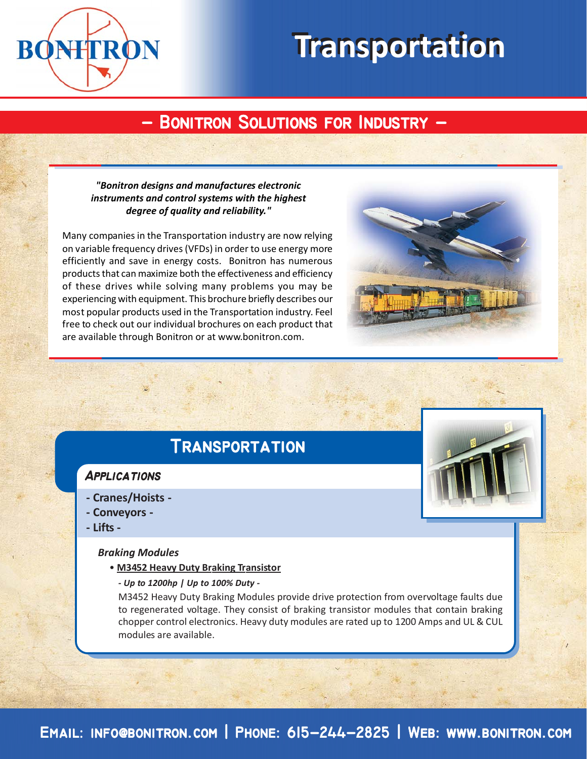# Transportation

## – Bonitron Solutions for Industry –

***"Bonitron designs and manufactures electronic instruments and control systems with the highest degree of quality and reliability."***

Many companies in the Transportation industry are now relying on variable frequency drives (VFDs) in order to use energy more efficiently and save in energy costs. Bonitron has numerous products that can maximize both the effectiveness and efficiency of these drives while solving many problems you may be experiencing with equipment. This brochure briefly describes our most popular products used in the Transportation industry. Feel free to check out our individual brochures on each product that are available through Bonitron or at www.bonitron.com.

## Transportation

### *Applications*

- **- Cranes/Hoists -**
- **- Conveyors -**
- **- Lifts -**

***Braking Modules***

- **M3452 Heavy Duty Braking Transistor**

  ***- Up to 1200hp | Up to 100% Duty -***

  M3452 Heavy Duty Braking Modules provide drive protection from overvoltage faults due to regenerated voltage. They consist of braking transistor modules that contain braking chopper control electronics. Heavy duty modules are rated up to 1200 Amps and UL & CUL modules are available.

Email: info@bonitron.com | Phone: 615-244-2825 | Web: www.bonitron.com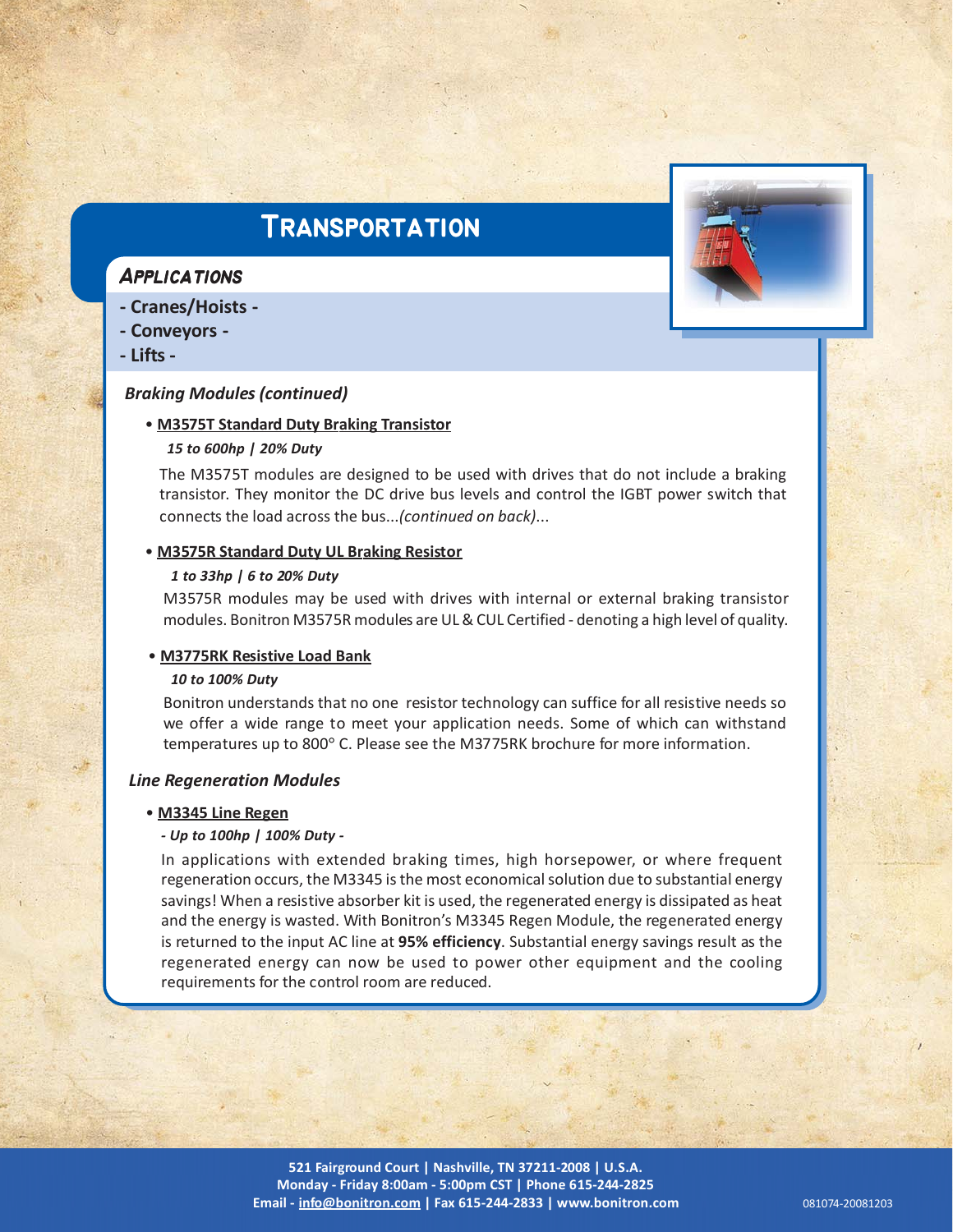# Transportation

## Applications

- Cranes/Hoists -
- Conveyors -
- Lifts -

### *Braking Modules (continued)*

- **M3575T Standard Duty Braking Transistor**

  ***15 to 600hp | 20% Duty***

  The M3575T modules are designed to be used with drives that do not include a braking transistor. They monitor the DC drive bus levels and control the IGBT power switch that connects the load across the bus...*(continued on back)*...

- **M3575R Standard Duty UL Braking Resistor**

  ***1 to 33hp | 6 to 20% Duty***

  M3575R modules may be used with drives with internal or external braking transistor modules. Bonitron M3575R modules are UL & CUL Certified - denoting a high level of quality.

- **M3775RK Resistive Load Bank**

  ***10 to 100% Duty***

  Bonitron understands that no one resistor technology can suffice for all resistive needs so we offer a wide range to meet your application needs. Some of which can withstand temperatures up to 800° C. Please see the M3775RK brochure for more information.

### *Line Regeneration Modules*

- **M3345 Line Regen**

  ***- Up to 100hp | 100% Duty -***

  In applications with extended braking times, high horsepower, or where frequent regeneration occurs, the M3345 is the most economical solution due to substantial energy savings! When a resistive absorber kit is used, the regenerated energy is dissipated as heat and the energy is wasted. With Bonitron's M3345 Regen Module, the regenerated energy is returned to the input AC line at **95% efficiency**. Substantial energy savings result as the regenerated energy can now be used to power other equipment and the cooling requirements for the control room are reduced.

**521 Fairground Court | Nashville, TN 37211-2008 | U.S.A.**
**Monday - Friday 8:00am - 5:00pm CST | Phone 615-244-2825**
**Email - info@bonitron.com | Fax 615-244-2833 | www.bonitron.com**

081074-20081203